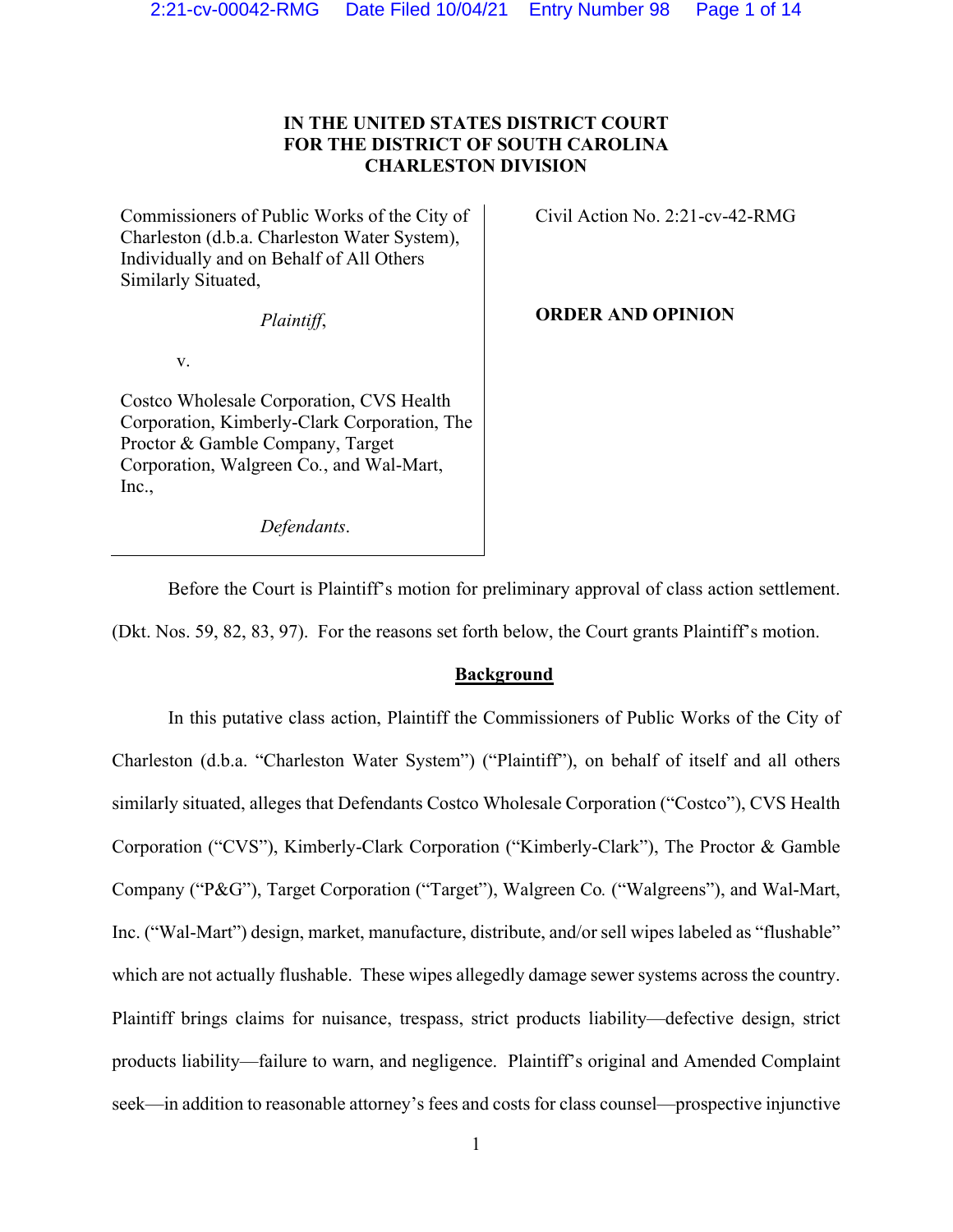**IN THE UNITED STATES DISTRICT COURT**
**FOR THE DISTRICT OF SOUTH CAROLINA**
**CHARLESTON DIVISION**

Commissioners of Public Works of the City of Charleston (d.b.a. Charleston Water System), Individually and on Behalf of All Others Similarly Situated,

*Plaintiff*,

v.

Costco Wholesale Corporation, CVS Health Corporation, Kimberly-Clark Corporation, The Proctor & Gamble Company, Target Corporation, Walgreen Co., and Wal-Mart, Inc.,

*Defendants*.

Civil Action No. 2:21-cv-42-RMG

**ORDER AND OPINION**

Before the Court is Plaintiff's motion for preliminary approval of class action settlement. (Dkt. Nos. 59, 82, 83, 97). For the reasons set forth below, the Court grants Plaintiff's motion.

## Background

In this putative class action, Plaintiff the Commissioners of Public Works of the City of Charleston (d.b.a. "Charleston Water System") ("Plaintiff"), on behalf of itself and all others similarly situated, alleges that Defendants Costco Wholesale Corporation ("Costco"), CVS Health Corporation ("CVS"), Kimberly-Clark Corporation ("Kimberly-Clark"), The Proctor & Gamble Company ("P&G"), Target Corporation ("Target"), Walgreen Co. ("Walgreens"), and Wal-Mart, Inc. ("Wal-Mart") design, market, manufacture, distribute, and/or sell wipes labeled as "flushable" which are not actually flushable. These wipes allegedly damage sewer systems across the country. Plaintiff brings claims for nuisance, trespass, strict products liability—defective design, strict products liability—failure to warn, and negligence. Plaintiff's original and Amended Complaint seek—in addition to reasonable attorney's fees and costs for class counsel—prospective injunctive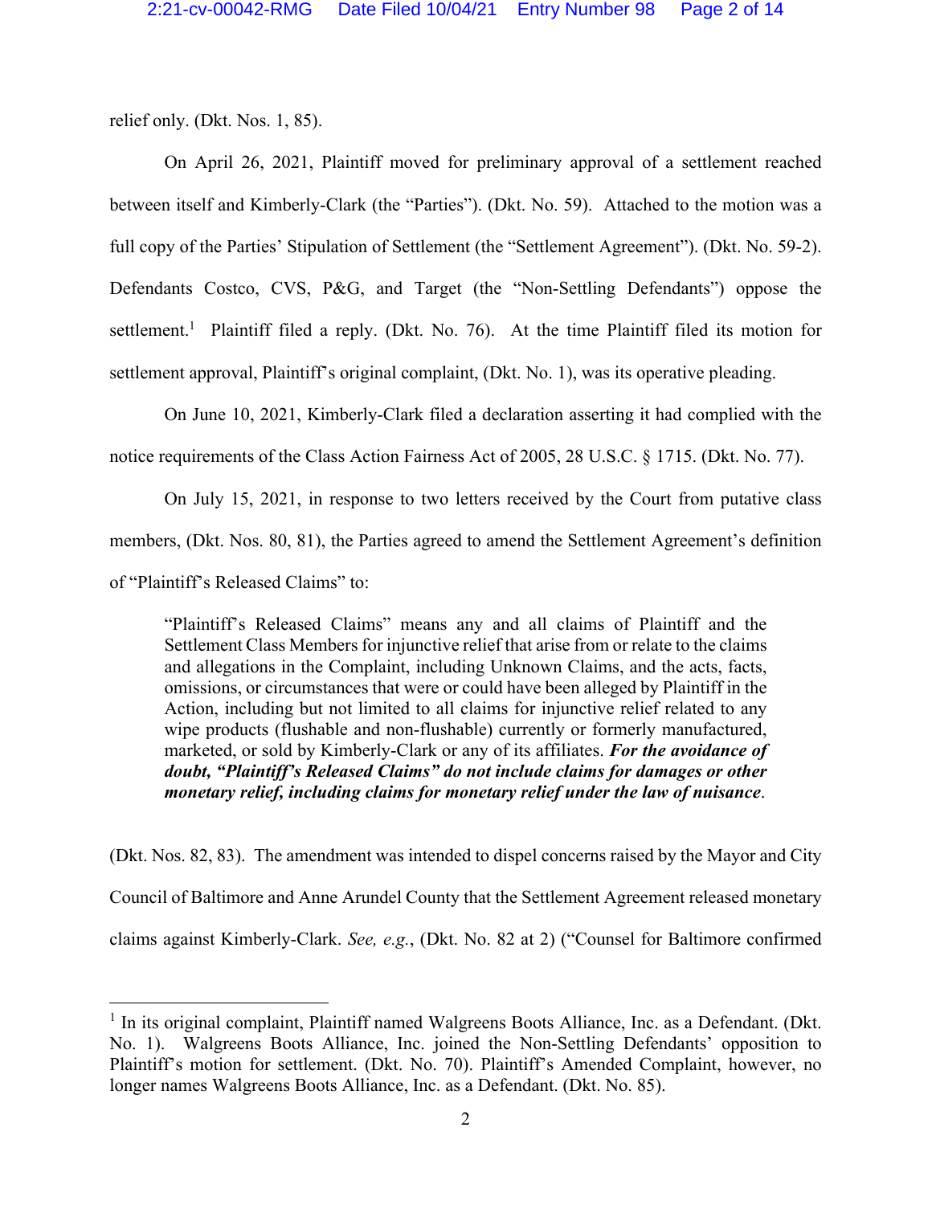relief only. (Dkt. Nos. 1, 85).

On April 26, 2021, Plaintiff moved for preliminary approval of a settlement reached between itself and Kimberly-Clark (the "Parties"). (Dkt. No. 59). Attached to the motion was a full copy of the Parties' Stipulation of Settlement (the "Settlement Agreement"). (Dkt. No. 59-2). Defendants Costco, CVS, P&G, and Target (the "Non-Settling Defendants") oppose the settlement.[1] Plaintiff filed a reply. (Dkt. No. 76). At the time Plaintiff filed its motion for settlement approval, Plaintiff's original complaint, (Dkt. No. 1), was its operative pleading.

On June 10, 2021, Kimberly-Clark filed a declaration asserting it had complied with the notice requirements of the Class Action Fairness Act of 2005, 28 U.S.C. § 1715. (Dkt. No. 77).

On July 15, 2021, in response to two letters received by the Court from putative class members, (Dkt. Nos. 80, 81), the Parties agreed to amend the Settlement Agreement's definition of "Plaintiff's Released Claims" to:

> "Plaintiff's Released Claims" means any and all claims of Plaintiff and the Settlement Class Members for injunctive relief that arise from or relate to the claims and allegations in the Complaint, including Unknown Claims, and the acts, facts, omissions, or circumstances that were or could have been alleged by Plaintiff in the Action, including but not limited to all claims for injunctive relief related to any wipe products (flushable and non-flushable) currently or formerly manufactured, marketed, or sold by Kimberly-Clark or any of its affiliates. ***For the avoidance of doubt, "Plaintiff's Released Claims" do not include claims for damages or other monetary relief, including claims for monetary relief under the law of nuisance***.

(Dkt. Nos. 82, 83). The amendment was intended to dispel concerns raised by the Mayor and City Council of Baltimore and Anne Arundel County that the Settlement Agreement released monetary claims against Kimberly-Clark. *See, e.g.*, (Dkt. No. 82 at 2) ("Counsel for Baltimore confirmed

---

[1] In its original complaint, Plaintiff named Walgreens Boots Alliance, Inc. as a Defendant. (Dkt. No. 1). Walgreens Boots Alliance, Inc. joined the Non-Settling Defendants' opposition to Plaintiff's motion for settlement. (Dkt. No. 70). Plaintiff's Amended Complaint, however, no longer names Walgreens Boots Alliance, Inc. as a Defendant. (Dkt. No. 85).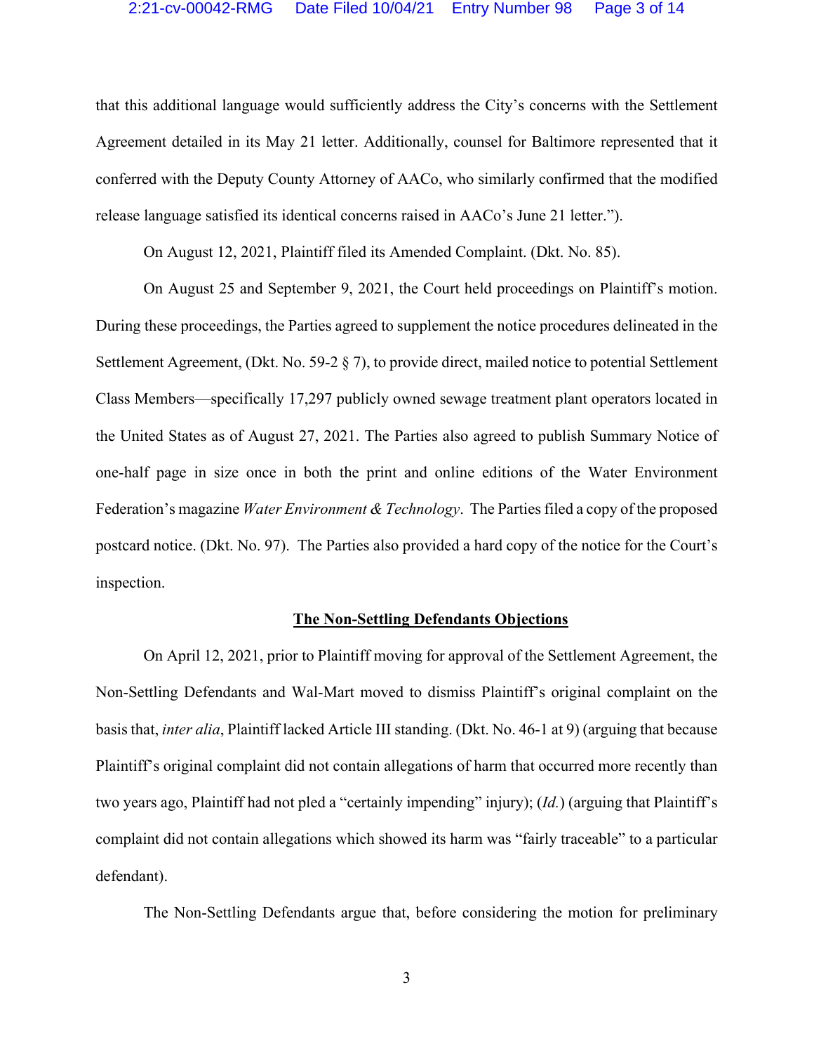that this additional language would sufficiently address the City's concerns with the Settlement Agreement detailed in its May 21 letter. Additionally, counsel for Baltimore represented that it conferred with the Deputy County Attorney of AACo, who similarly confirmed that the modified release language satisfied its identical concerns raised in AACo's June 21 letter.").

On August 12, 2021, Plaintiff filed its Amended Complaint. (Dkt. No. 85).

On August 25 and September 9, 2021, the Court held proceedings on Plaintiff's motion. During these proceedings, the Parties agreed to supplement the notice procedures delineated in the Settlement Agreement, (Dkt. No. 59-2 § 7), to provide direct, mailed notice to potential Settlement Class Members—specifically 17,297 publicly owned sewage treatment plant operators located in the United States as of August 27, 2021. The Parties also agreed to publish Summary Notice of one-half page in size once in both the print and online editions of the Water Environment Federation's magazine *Water Environment & Technology*. The Parties filed a copy of the proposed postcard notice. (Dkt. No. 97). The Parties also provided a hard copy of the notice for the Court's inspection.

**The Non-Settling Defendants Objections**

On April 12, 2021, prior to Plaintiff moving for approval of the Settlement Agreement, the Non-Settling Defendants and Wal-Mart moved to dismiss Plaintiff's original complaint on the basis that, *inter alia*, Plaintiff lacked Article III standing. (Dkt. No. 46-1 at 9) (arguing that because Plaintiff's original complaint did not contain allegations of harm that occurred more recently than two years ago, Plaintiff had not pled a "certainly impending" injury); (*Id.*) (arguing that Plaintiff's complaint did not contain allegations which showed its harm was "fairly traceable" to a particular defendant).

The Non-Settling Defendants argue that, before considering the motion for preliminary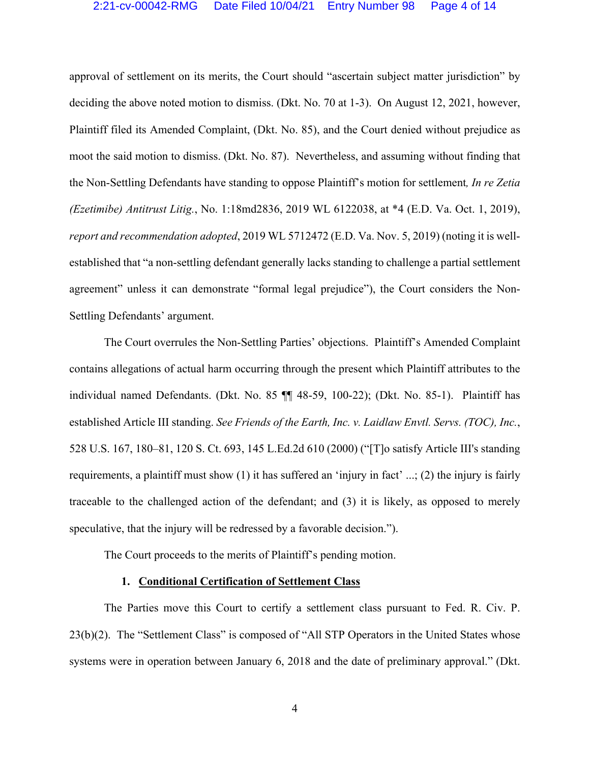approval of settlement on its merits, the Court should "ascertain subject matter jurisdiction" by deciding the above noted motion to dismiss. (Dkt. No. 70 at 1-3). On August 12, 2021, however, Plaintiff filed its Amended Complaint, (Dkt. No. 85), and the Court denied without prejudice as moot the said motion to dismiss. (Dkt. No. 87). Nevertheless, and assuming without finding that the Non-Settling Defendants have standing to oppose Plaintiff's motion for settlement*, In re Zetia (Ezetimibe) Antitrust Litig.*, No. 1:18md2836, 2019 WL 6122038, at *4 (E.D. Va. Oct. 1, 2019), *report and recommendation adopted*, 2019 WL 5712472 (E.D. Va. Nov. 5, 2019) (noting it is well-established that "a non-settling defendant generally lacks standing to challenge a partial settlement agreement" unless it can demonstrate "formal legal prejudice"), the Court considers the Non-Settling Defendants' argument.

The Court overrules the Non-Settling Parties' objections. Plaintiff's Amended Complaint contains allegations of actual harm occurring through the present which Plaintiff attributes to the individual named Defendants. (Dkt. No. 85 ¶¶ 48-59, 100-22); (Dkt. No. 85-1). Plaintiff has established Article III standing. *See Friends of the Earth, Inc. v. Laidlaw Envtl. Servs. (TOC), Inc.*, 528 U.S. 167, 180–81, 120 S. Ct. 693, 145 L.Ed.2d 610 (2000) ("[T]o satisfy Article III's standing requirements, a plaintiff must show (1) it has suffered an 'injury in fact' ...; (2) the injury is fairly traceable to the challenged action of the defendant; and (3) it is likely, as opposed to merely speculative, that the injury will be redressed by a favorable decision.").

The Court proceeds to the merits of Plaintiff's pending motion.

**1. <u>Conditional Certification of Settlement Class</u>**

The Parties move this Court to certify a settlement class pursuant to Fed. R. Civ. P. 23(b)(2). The "Settlement Class" is composed of "All STP Operators in the United States whose systems were in operation between January 6, 2018 and the date of preliminary approval." (Dkt.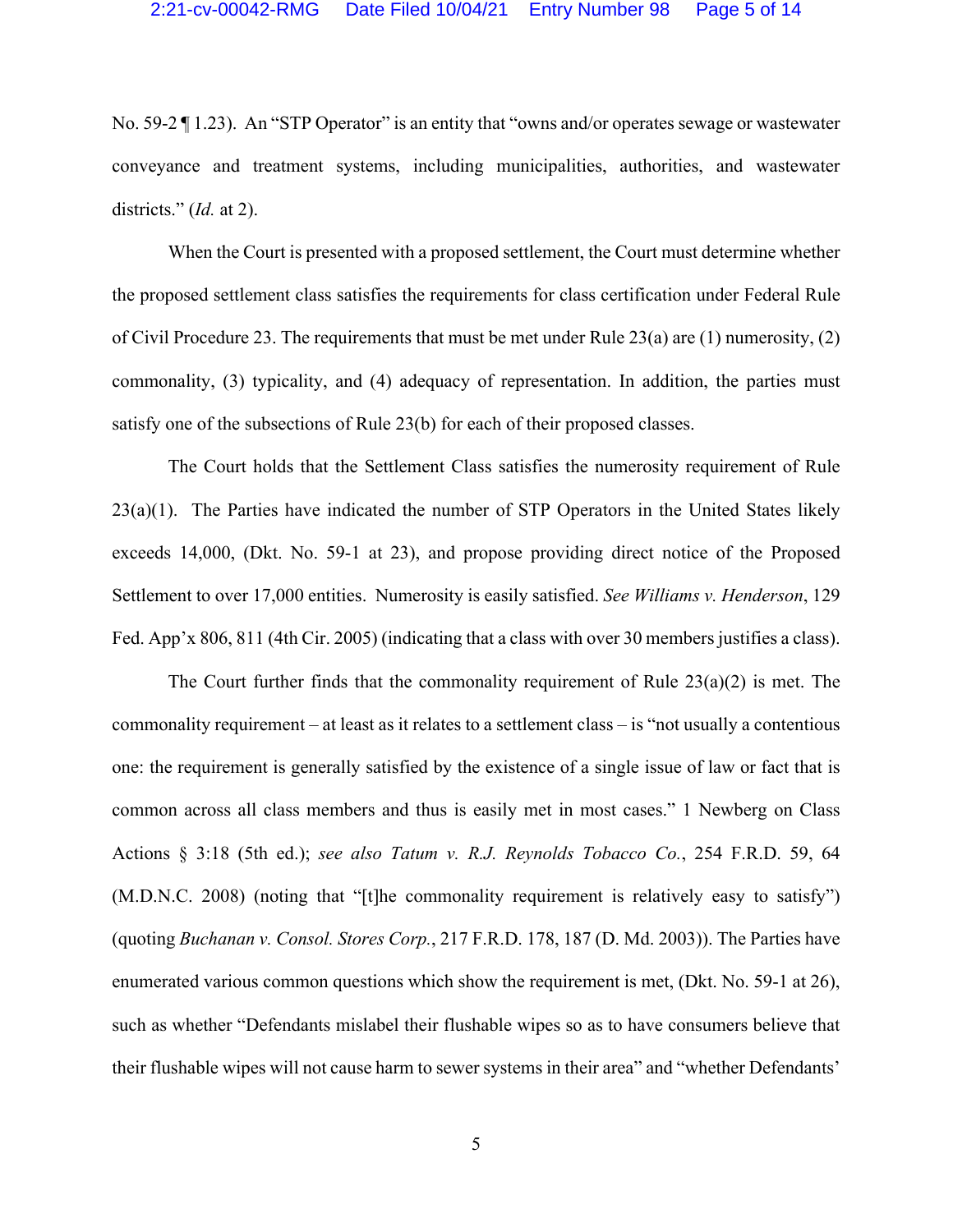No. 59-2 ¶ 1.23). An "STP Operator" is an entity that "owns and/or operates sewage or wastewater conveyance and treatment systems, including municipalities, authorities, and wastewater districts." (*Id.* at 2).

When the Court is presented with a proposed settlement, the Court must determine whether the proposed settlement class satisfies the requirements for class certification under Federal Rule of Civil Procedure 23. The requirements that must be met under Rule 23(a) are (1) numerosity, (2) commonality, (3) typicality, and (4) adequacy of representation. In addition, the parties must satisfy one of the subsections of Rule 23(b) for each of their proposed classes.

The Court holds that the Settlement Class satisfies the numerosity requirement of Rule 23(a)(1). The Parties have indicated the number of STP Operators in the United States likely exceeds 14,000, (Dkt. No. 59-1 at 23), and propose providing direct notice of the Proposed Settlement to over 17,000 entities. Numerosity is easily satisfied. *See Williams v. Henderson*, 129 Fed. App'x 806, 811 (4th Cir. 2005) (indicating that a class with over 30 members justifies a class).

The Court further finds that the commonality requirement of Rule 23(a)(2) is met. The commonality requirement – at least as it relates to a settlement class – is "not usually a contentious one: the requirement is generally satisfied by the existence of a single issue of law or fact that is common across all class members and thus is easily met in most cases." 1 Newberg on Class Actions § 3:18 (5th ed.); *see also Tatum v. R.J. Reynolds Tobacco Co.*, 254 F.R.D. 59, 64 (M.D.N.C. 2008) (noting that "[t]he commonality requirement is relatively easy to satisfy") (quoting *Buchanan v. Consol. Stores Corp.*, 217 F.R.D. 178, 187 (D. Md. 2003)). The Parties have enumerated various common questions which show the requirement is met, (Dkt. No. 59-1 at 26), such as whether "Defendants mislabel their flushable wipes so as to have consumers believe that their flushable wipes will not cause harm to sewer systems in their area" and "whether Defendants'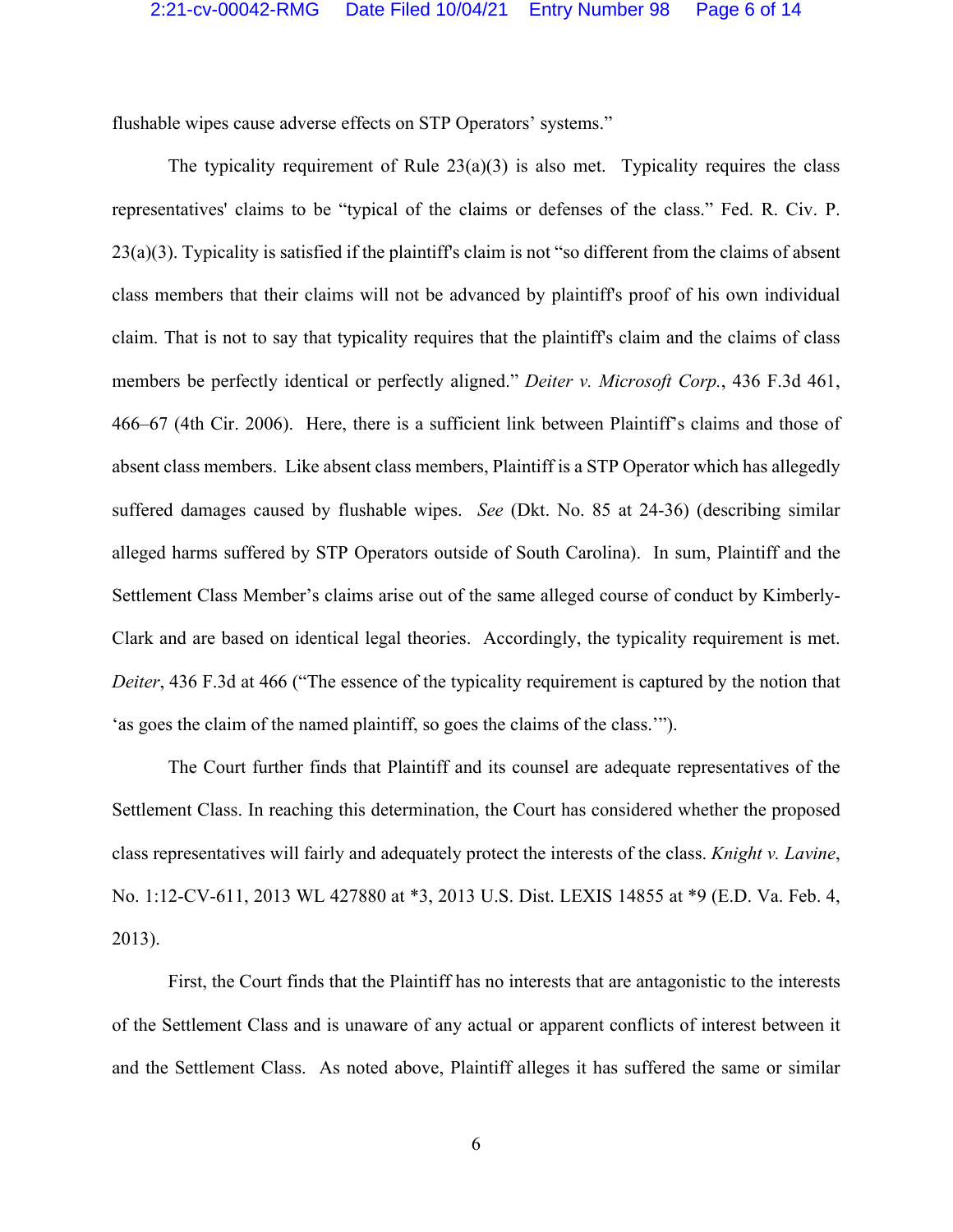flushable wipes cause adverse effects on STP Operators' systems."

The typicality requirement of Rule 23(a)(3) is also met. Typicality requires the class representatives' claims to be "typical of the claims or defenses of the class." Fed. R. Civ. P. 23(a)(3). Typicality is satisfied if the plaintiff's claim is not "so different from the claims of absent class members that their claims will not be advanced by plaintiff's proof of his own individual claim. That is not to say that typicality requires that the plaintiff's claim and the claims of class members be perfectly identical or perfectly aligned." *Deiter v. Microsoft Corp.*, 436 F.3d 461, 466–67 (4th Cir. 2006). Here, there is a sufficient link between Plaintiff's claims and those of absent class members. Like absent class members, Plaintiff is a STP Operator which has allegedly suffered damages caused by flushable wipes. *See* (Dkt. No. 85 at 24-36) (describing similar alleged harms suffered by STP Operators outside of South Carolina). In sum, Plaintiff and the Settlement Class Member's claims arise out of the same alleged course of conduct by Kimberly-Clark and are based on identical legal theories. Accordingly, the typicality requirement is met. *Deiter*, 436 F.3d at 466 ("The essence of the typicality requirement is captured by the notion that 'as goes the claim of the named plaintiff, so goes the claims of the class.'").

The Court further finds that Plaintiff and its counsel are adequate representatives of the Settlement Class. In reaching this determination, the Court has considered whether the proposed class representatives will fairly and adequately protect the interests of the class. *Knight v. Lavine*, No. 1:12-CV-611, 2013 WL 427880 at *3, 2013 U.S. Dist. LEXIS 14855 at *9 (E.D. Va. Feb. 4, 2013).

First, the Court finds that the Plaintiff has no interests that are antagonistic to the interests of the Settlement Class and is unaware of any actual or apparent conflicts of interest between it and the Settlement Class. As noted above, Plaintiff alleges it has suffered the same or similar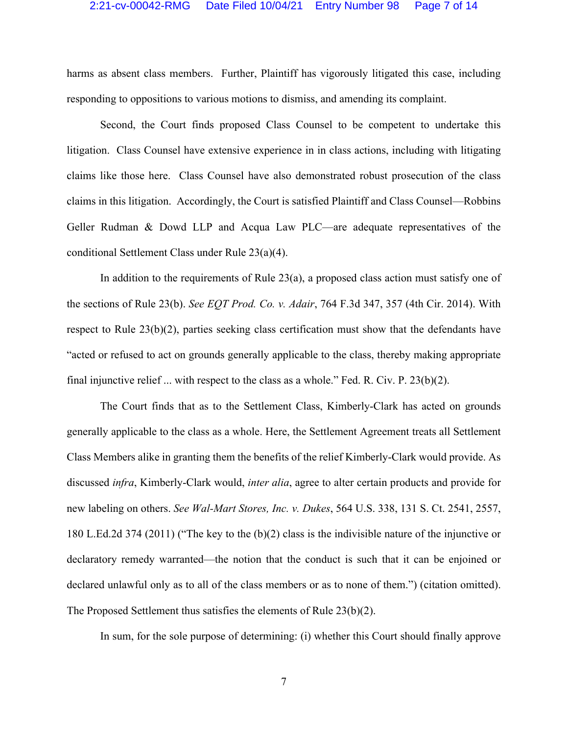harms as absent class members. Further, Plaintiff has vigorously litigated this case, including responding to oppositions to various motions to dismiss, and amending its complaint.

Second, the Court finds proposed Class Counsel to be competent to undertake this litigation. Class Counsel have extensive experience in in class actions, including with litigating claims like those here. Class Counsel have also demonstrated robust prosecution of the class claims in this litigation. Accordingly, the Court is satisfied Plaintiff and Class Counsel—Robbins Geller Rudman & Dowd LLP and Acqua Law PLC—are adequate representatives of the conditional Settlement Class under Rule 23(a)(4).

In addition to the requirements of Rule 23(a), a proposed class action must satisfy one of the sections of Rule 23(b). *See EQT Prod. Co. v. Adair*, 764 F.3d 347, 357 (4th Cir. 2014). With respect to Rule 23(b)(2), parties seeking class certification must show that the defendants have "acted or refused to act on grounds generally applicable to the class, thereby making appropriate final injunctive relief ... with respect to the class as a whole." Fed. R. Civ. P. 23(b)(2).

The Court finds that as to the Settlement Class, Kimberly-Clark has acted on grounds generally applicable to the class as a whole. Here, the Settlement Agreement treats all Settlement Class Members alike in granting them the benefits of the relief Kimberly-Clark would provide. As discussed *infra*, Kimberly-Clark would, *inter alia*, agree to alter certain products and provide for new labeling on others. *See Wal-Mart Stores, Inc. v. Dukes*, 564 U.S. 338, 131 S. Ct. 2541, 2557, 180 L.Ed.2d 374 (2011) ("The key to the (b)(2) class is the indivisible nature of the injunctive or declaratory remedy warranted—the notion that the conduct is such that it can be enjoined or declared unlawful only as to all of the class members or as to none of them.") (citation omitted). The Proposed Settlement thus satisfies the elements of Rule 23(b)(2).

In sum, for the sole purpose of determining: (i) whether this Court should finally approve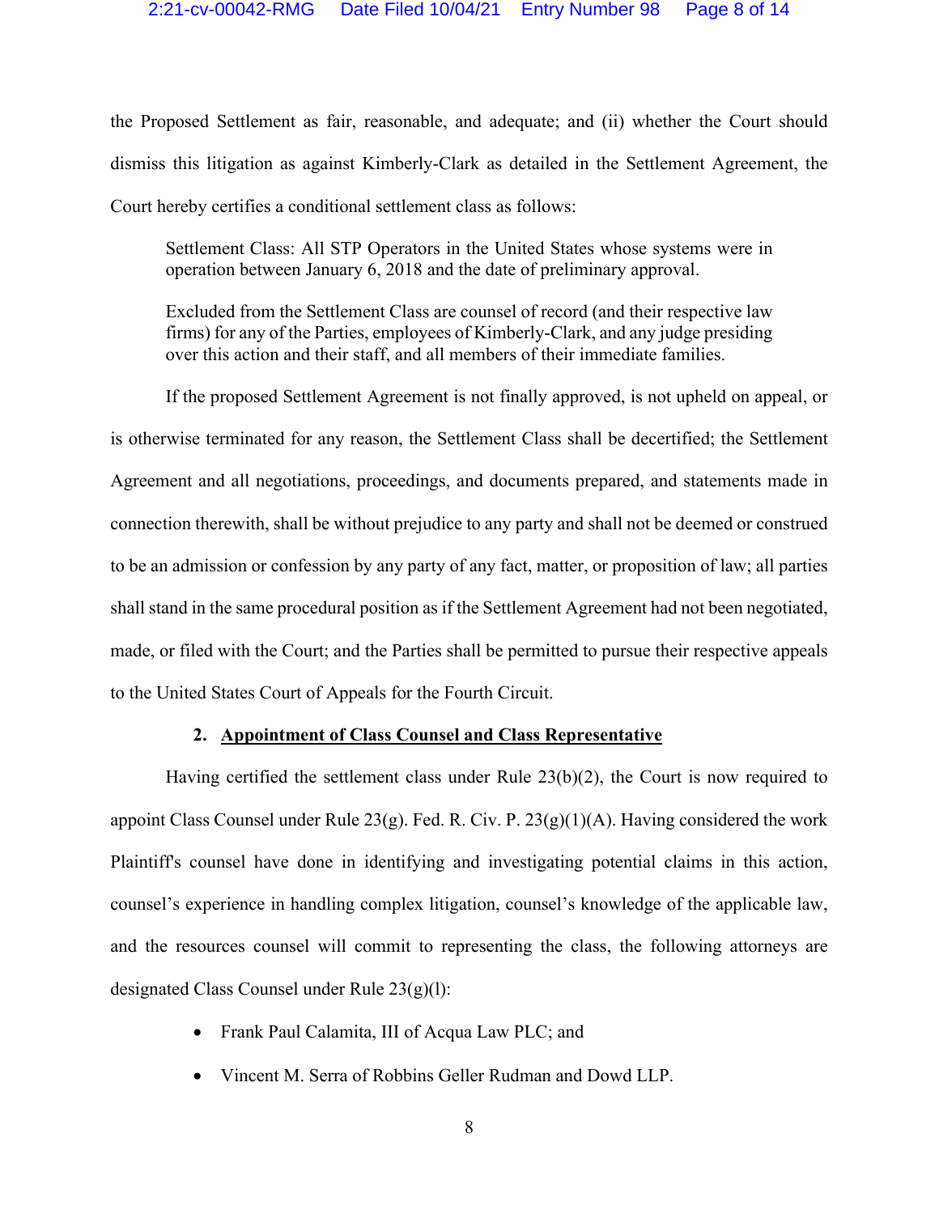the Proposed Settlement as fair, reasonable, and adequate; and (ii) whether the Court should dismiss this litigation as against Kimberly-Clark as detailed in the Settlement Agreement, the Court hereby certifies a conditional settlement class as follows:

> Settlement Class: All STP Operators in the United States whose systems were in operation between January 6, 2018 and the date of preliminary approval.
>
> Excluded from the Settlement Class are counsel of record (and their respective law firms) for any of the Parties, employees of Kimberly-Clark, and any judge presiding over this action and their staff, and all members of their immediate families.

If the proposed Settlement Agreement is not finally approved, is not upheld on appeal, or is otherwise terminated for any reason, the Settlement Class shall be decertified; the Settlement Agreement and all negotiations, proceedings, and documents prepared, and statements made in connection therewith, shall be without prejudice to any party and shall not be deemed or construed to be an admission or confession by any party of any fact, matter, or proposition of law; all parties shall stand in the same procedural position as if the Settlement Agreement had not been negotiated, made, or filed with the Court; and the Parties shall be permitted to pursue their respective appeals to the United States Court of Appeals for the Fourth Circuit.

**2. Appointment of Class Counsel and Class Representative**

Having certified the settlement class under Rule 23(b)(2), the Court is now required to appoint Class Counsel under Rule 23(g). Fed. R. Civ. P. 23(g)(1)(A). Having considered the work Plaintiff's counsel have done in identifying and investigating potential claims in this action, counsel's experience in handling complex litigation, counsel's knowledge of the applicable law, and the resources counsel will commit to representing the class, the following attorneys are designated Class Counsel under Rule 23(g)(l):

- Frank Paul Calamita, III of Acqua Law PLC; and
- Vincent M. Serra of Robbins Geller Rudman and Dowd LLP.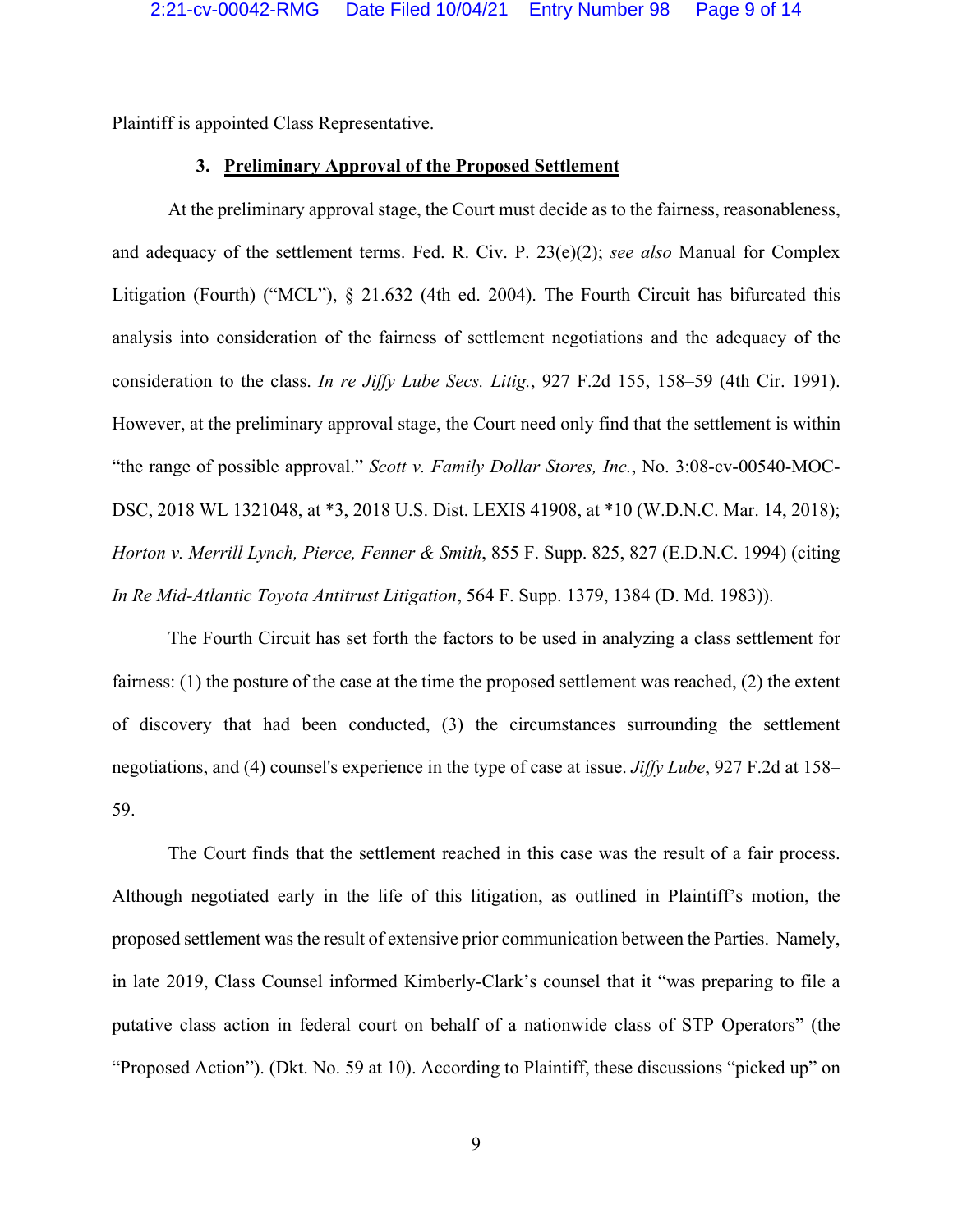Plaintiff is appointed Class Representative.

### 3. **Preliminary Approval of the Proposed Settlement**

At the preliminary approval stage, the Court must decide as to the fairness, reasonableness, and adequacy of the settlement terms. Fed. R. Civ. P. 23(e)(2); *see also* Manual for Complex Litigation (Fourth) ("MCL"), § 21.632 (4th ed. 2004). The Fourth Circuit has bifurcated this analysis into consideration of the fairness of settlement negotiations and the adequacy of the consideration to the class. *In re Jiffy Lube Secs. Litig.*, 927 F.2d 155, 158–59 (4th Cir. 1991). However, at the preliminary approval stage, the Court need only find that the settlement is within "the range of possible approval." *Scott v. Family Dollar Stores, Inc.*, No. 3:08-cv-00540-MOC-DSC, 2018 WL 1321048, at *3, 2018 U.S. Dist. LEXIS 41908, at *10 (W.D.N.C. Mar. 14, 2018); *Horton v. Merrill Lynch, Pierce, Fenner & Smith*, 855 F. Supp. 825, 827 (E.D.N.C. 1994) (citing *In Re Mid-Atlantic Toyota Antitrust Litigation*, 564 F. Supp. 1379, 1384 (D. Md. 1983)).

The Fourth Circuit has set forth the factors to be used in analyzing a class settlement for fairness: (1) the posture of the case at the time the proposed settlement was reached, (2) the extent of discovery that had been conducted, (3) the circumstances surrounding the settlement negotiations, and (4) counsel's experience in the type of case at issue. *Jiffy Lube*, 927 F.2d at 158–59.

The Court finds that the settlement reached in this case was the result of a fair process. Although negotiated early in the life of this litigation, as outlined in Plaintiff's motion, the proposed settlement was the result of extensive prior communication between the Parties. Namely, in late 2019, Class Counsel informed Kimberly-Clark's counsel that it "was preparing to file a putative class action in federal court on behalf of a nationwide class of STP Operators" (the "Proposed Action"). (Dkt. No. 59 at 10). According to Plaintiff, these discussions "picked up" on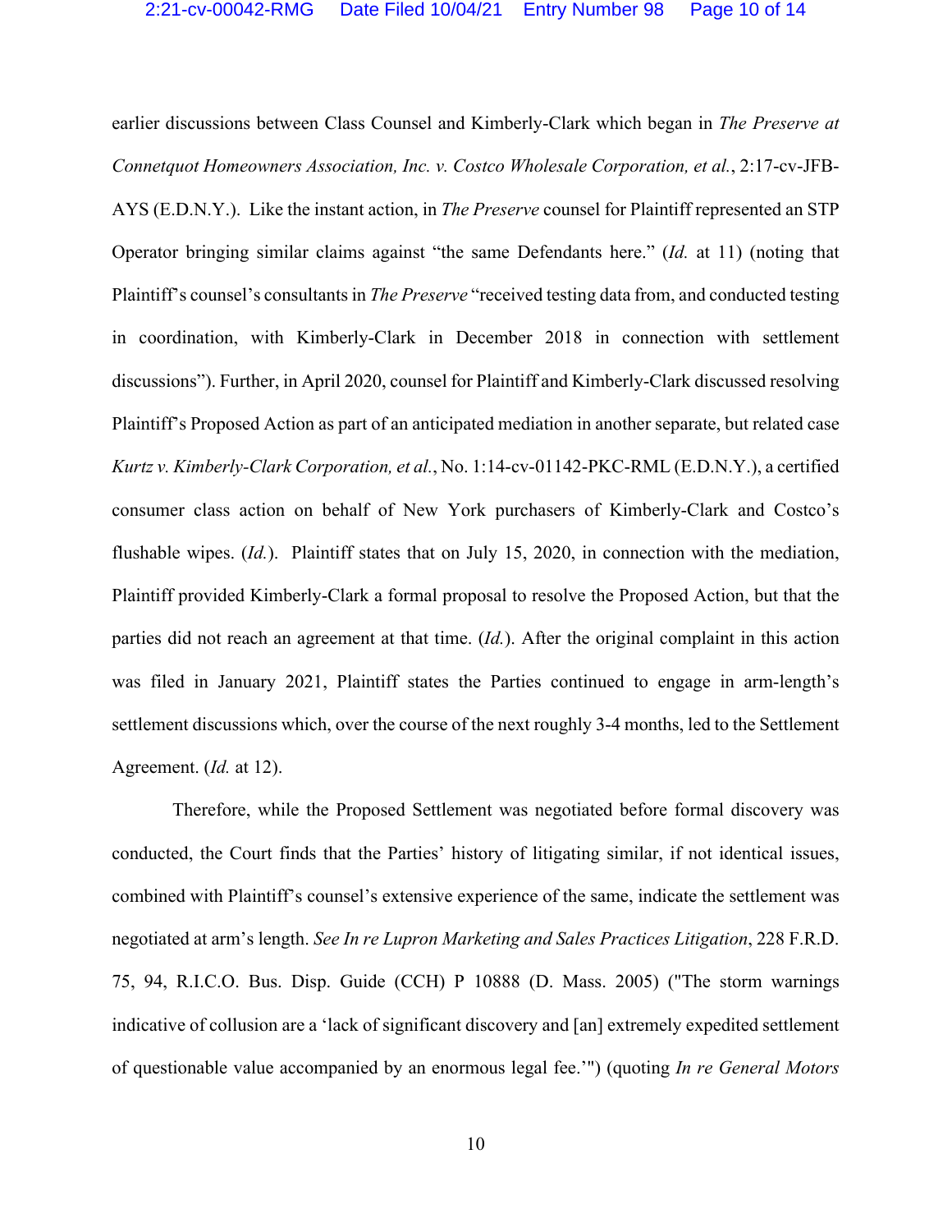earlier discussions between Class Counsel and Kimberly-Clark which began in *The Preserve at Connetquot Homeowners Association, Inc. v. Costco Wholesale Corporation, et al.*, 2:17-cv-JFB-AYS (E.D.N.Y.). Like the instant action, in *The Preserve* counsel for Plaintiff represented an STP Operator bringing similar claims against "the same Defendants here." (*Id.* at 11) (noting that Plaintiff's counsel's consultants in *The Preserve* "received testing data from, and conducted testing in coordination, with Kimberly-Clark in December 2018 in connection with settlement discussions"). Further, in April 2020, counsel for Plaintiff and Kimberly-Clark discussed resolving Plaintiff's Proposed Action as part of an anticipated mediation in another separate, but related case *Kurtz v. Kimberly-Clark Corporation, et al.*, No. 1:14-cv-01142-PKC-RML (E.D.N.Y.), a certified consumer class action on behalf of New York purchasers of Kimberly-Clark and Costco's flushable wipes. (*Id.*). Plaintiff states that on July 15, 2020, in connection with the mediation, Plaintiff provided Kimberly-Clark a formal proposal to resolve the Proposed Action, but that the parties did not reach an agreement at that time. (*Id.*). After the original complaint in this action was filed in January 2021, Plaintiff states the Parties continued to engage in arm-length's settlement discussions which, over the course of the next roughly 3-4 months, led to the Settlement Agreement. (*Id.* at 12).

Therefore, while the Proposed Settlement was negotiated before formal discovery was conducted, the Court finds that the Parties' history of litigating similar, if not identical issues, combined with Plaintiff's counsel's extensive experience of the same, indicate the settlement was negotiated at arm's length. *See In re Lupron Marketing and Sales Practices Litigation*, 228 F.R.D. 75, 94, R.I.C.O. Bus. Disp. Guide (CCH) P 10888 (D. Mass. 2005) ("The storm warnings indicative of collusion are a 'lack of significant discovery and [an] extremely expedited settlement of questionable value accompanied by an enormous legal fee.'") (quoting *In re General Motors*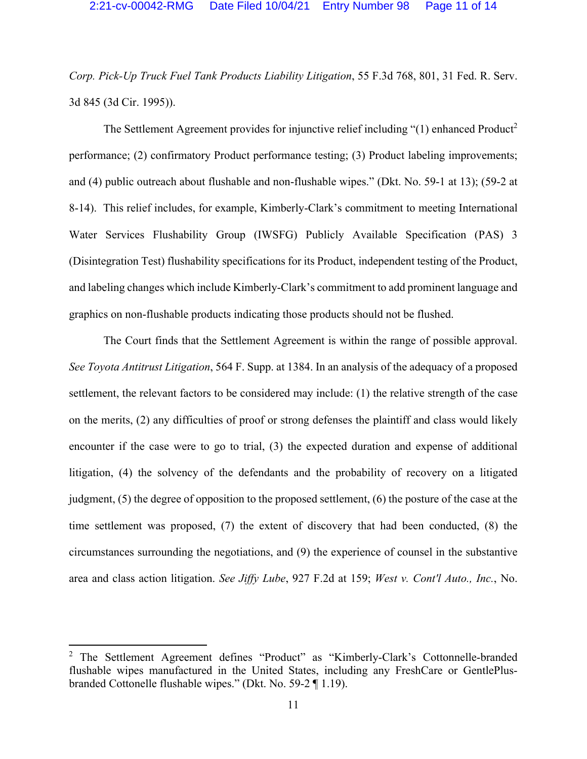*Corp. Pick-Up Truck Fuel Tank Products Liability Litigation*, 55 F.3d 768, 801, 31 Fed. R. Serv. 3d 845 (3d Cir. 1995)).

The Settlement Agreement provides for injunctive relief including "(1) enhanced Product[2] performance; (2) confirmatory Product performance testing; (3) Product labeling improvements; and (4) public outreach about flushable and non-flushable wipes." (Dkt. No. 59-1 at 13); (59-2 at 8-14). This relief includes, for example, Kimberly-Clark's commitment to meeting International Water Services Flushability Group (IWSFG) Publicly Available Specification (PAS) 3 (Disintegration Test) flushability specifications for its Product, independent testing of the Product, and labeling changes which include Kimberly-Clark's commitment to add prominent language and graphics on non-flushable products indicating those products should not be flushed.

The Court finds that the Settlement Agreement is within the range of possible approval. *See Toyota Antitrust Litigation*, 564 F. Supp. at 1384. In an analysis of the adequacy of a proposed settlement, the relevant factors to be considered may include: (1) the relative strength of the case on the merits, (2) any difficulties of proof or strong defenses the plaintiff and class would likely encounter if the case were to go to trial, (3) the expected duration and expense of additional litigation, (4) the solvency of the defendants and the probability of recovery on a litigated judgment, (5) the degree of opposition to the proposed settlement, (6) the posture of the case at the time settlement was proposed, (7) the extent of discovery that had been conducted, (8) the circumstances surrounding the negotiations, and (9) the experience of counsel in the substantive area and class action litigation. *See Jiffy Lube*, 927 F.2d at 159; *West v. Cont'l Auto., Inc.*, No.

---

[2] The Settlement Agreement defines "Product" as "Kimberly-Clark's Cottonnelle-branded flushable wipes manufactured in the United States, including any FreshCare or GentlePlus-branded Cottonelle flushable wipes." (Dkt. No. 59-2 ¶ 1.19).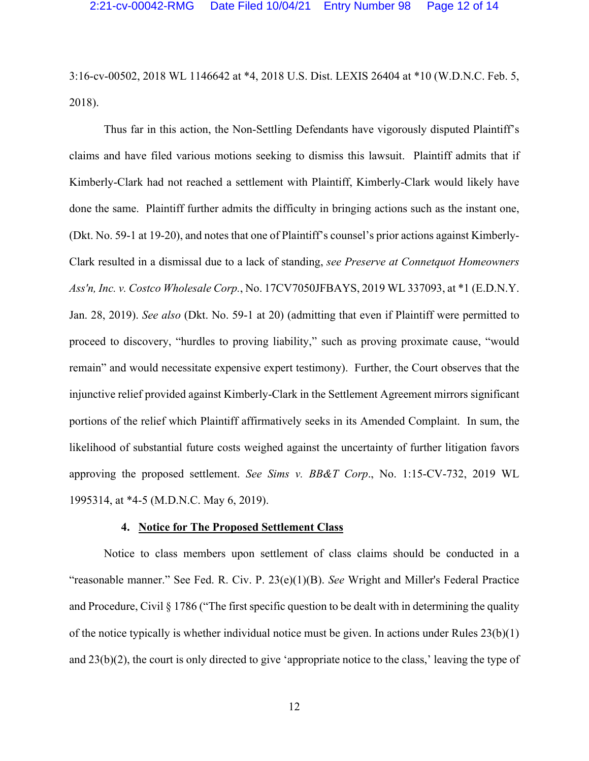3:16-cv-00502, 2018 WL 1146642 at *4, 2018 U.S. Dist. LEXIS 26404 at *10 (W.D.N.C. Feb. 5, 2018).

Thus far in this action, the Non-Settling Defendants have vigorously disputed Plaintiff's claims and have filed various motions seeking to dismiss this lawsuit. Plaintiff admits that if Kimberly-Clark had not reached a settlement with Plaintiff, Kimberly-Clark would likely have done the same. Plaintiff further admits the difficulty in bringing actions such as the instant one, (Dkt. No. 59-1 at 19-20), and notes that one of Plaintiff's counsel's prior actions against Kimberly-Clark resulted in a dismissal due to a lack of standing, *see Preserve at Connetquot Homeowners Ass'n, Inc. v. Costco Wholesale Corp.*, No. 17CV7050JFBAYS, 2019 WL 337093, at *1 (E.D.N.Y. Jan. 28, 2019). *See also* (Dkt. No. 59-1 at 20) (admitting that even if Plaintiff were permitted to proceed to discovery, "hurdles to proving liability," such as proving proximate cause, "would remain" and would necessitate expensive expert testimony). Further, the Court observes that the injunctive relief provided against Kimberly-Clark in the Settlement Agreement mirrors significant portions of the relief which Plaintiff affirmatively seeks in its Amended Complaint. In sum, the likelihood of substantial future costs weighed against the uncertainty of further litigation favors approving the proposed settlement. *See Sims v. BB&T Corp*., No. 1:15-CV-732, 2019 WL 1995314, at *4-5 (M.D.N.C. May 6, 2019).

#### 4. Notice for The Proposed Settlement Class

Notice to class members upon settlement of class claims should be conducted in a "reasonable manner." See Fed. R. Civ. P. 23(e)(1)(B). *See* Wright and Miller's Federal Practice and Procedure, Civil § 1786 ("The first specific question to be dealt with in determining the quality of the notice typically is whether individual notice must be given. In actions under Rules 23(b)(1) and 23(b)(2), the court is only directed to give 'appropriate notice to the class,' leaving the type of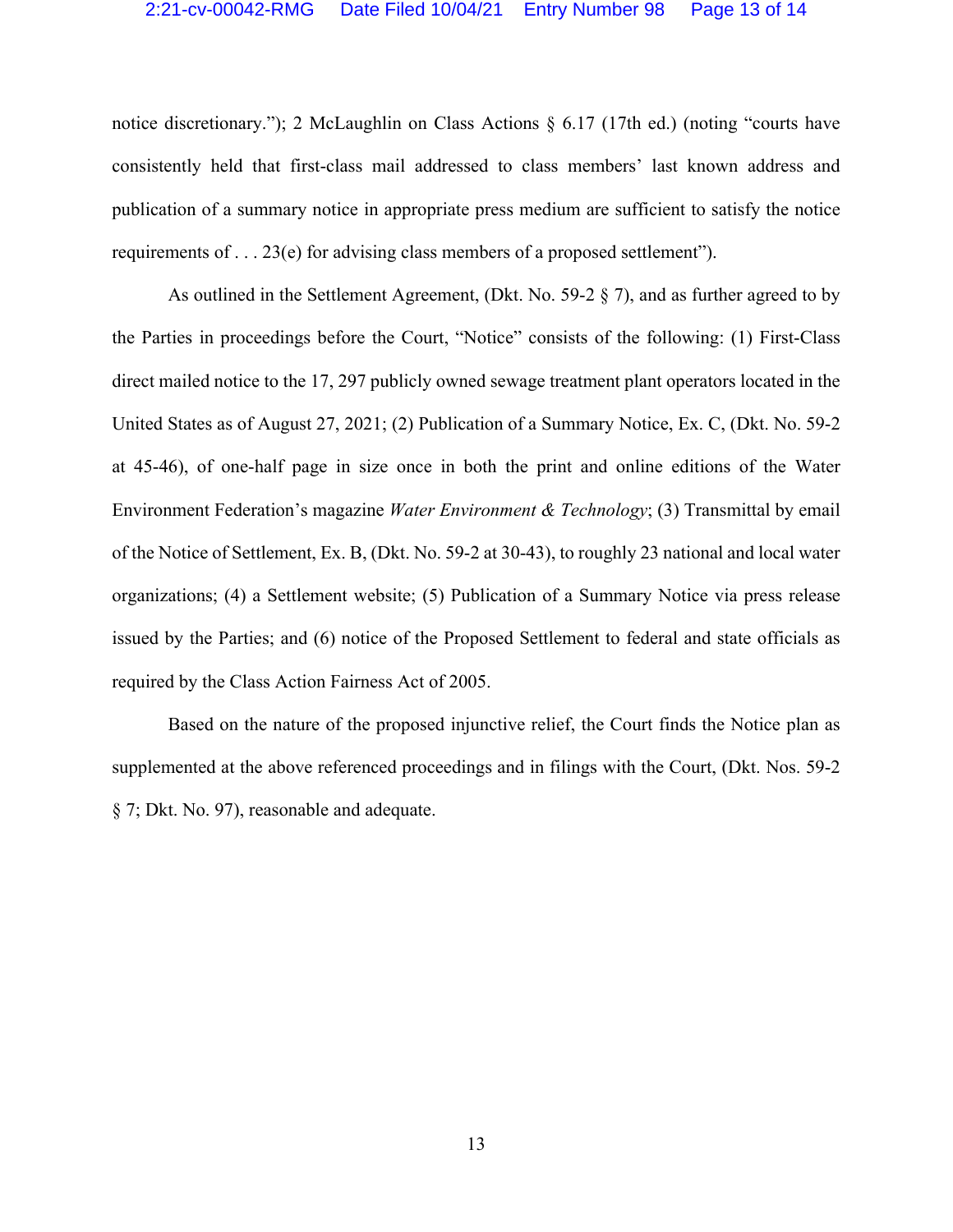notice discretionary."); 2 McLaughlin on Class Actions § 6.17 (17th ed.) (noting "courts have consistently held that first-class mail addressed to class members' last known address and publication of a summary notice in appropriate press medium are sufficient to satisfy the notice requirements of . . . 23(e) for advising class members of a proposed settlement").

As outlined in the Settlement Agreement, (Dkt. No. 59-2 § 7), and as further agreed to by the Parties in proceedings before the Court, "Notice" consists of the following: (1) First-Class direct mailed notice to the 17, 297 publicly owned sewage treatment plant operators located in the United States as of August 27, 2021; (2) Publication of a Summary Notice, Ex. C, (Dkt. No. 59-2 at 45-46), of one-half page in size once in both the print and online editions of the Water Environment Federation's magazine *Water Environment & Technology*; (3) Transmittal by email of the Notice of Settlement, Ex. B, (Dkt. No. 59-2 at 30-43), to roughly 23 national and local water organizations; (4) a Settlement website; (5) Publication of a Summary Notice via press release issued by the Parties; and (6) notice of the Proposed Settlement to federal and state officials as required by the Class Action Fairness Act of 2005.

Based on the nature of the proposed injunctive relief, the Court finds the Notice plan as supplemented at the above referenced proceedings and in filings with the Court, (Dkt. Nos. 59-2 § 7; Dkt. No. 97), reasonable and adequate.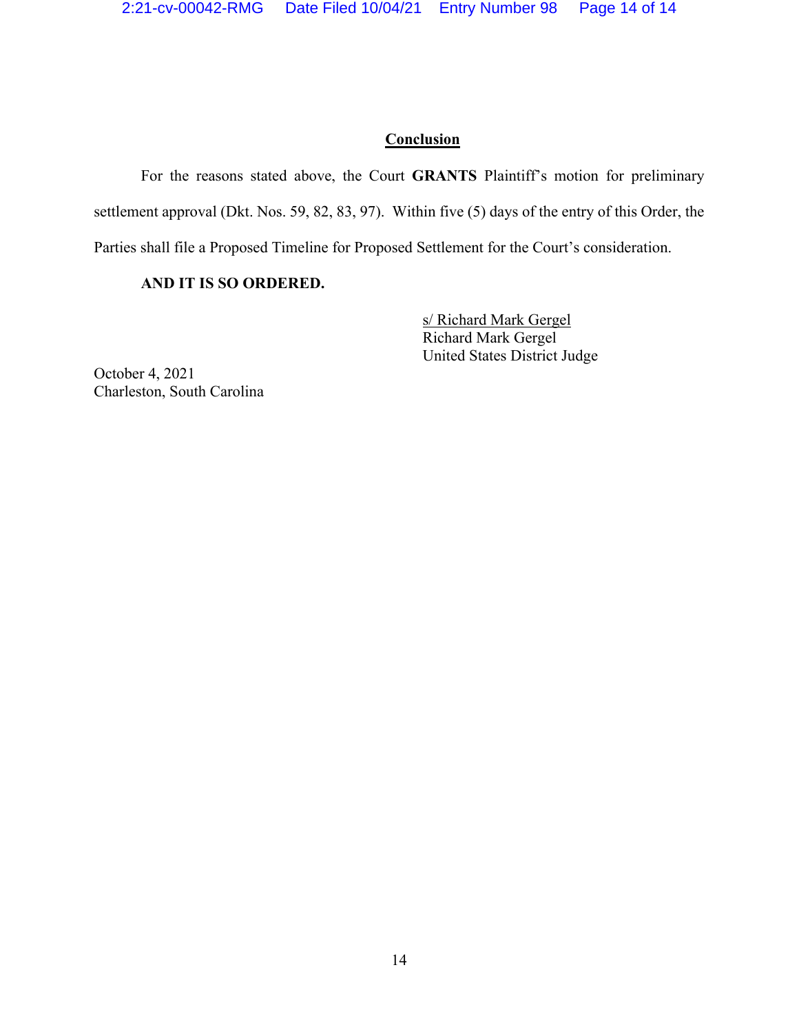## Conclusion

For the reasons stated above, the Court **GRANTS** Plaintiff's motion for preliminary settlement approval (Dkt. Nos. 59, 82, 83, 97). Within five (5) days of the entry of this Order, the Parties shall file a Proposed Timeline for Proposed Settlement for the Court's consideration.

**AND IT IS SO ORDERED.**

s/ Richard Mark Gergel
Richard Mark Gergel
United States District Judge

October 4, 2021
Charleston, South Carolina